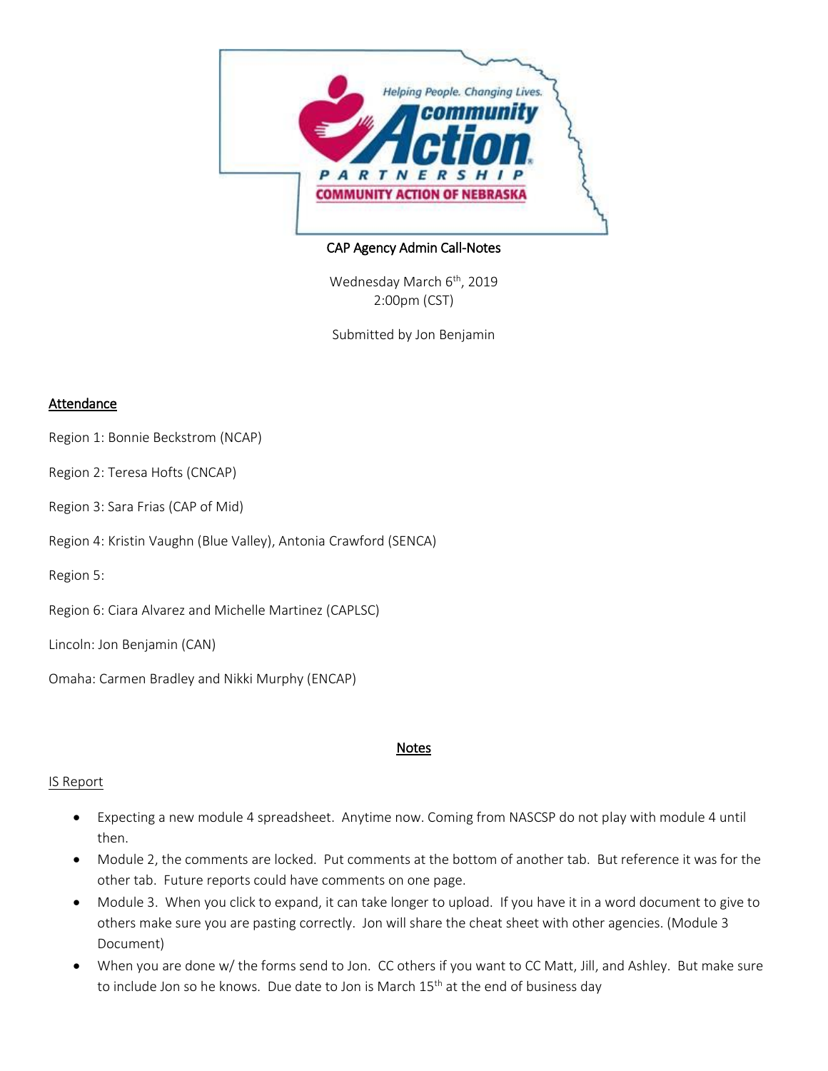CAP Agency Admin Call-Notes

Wednesday March 6th, 2019
2:00pm (CST)

Submitted by Jon Benjamin

## Attendance

Region 1: Bonnie Beckstrom (NCAP)

Region 2: Teresa Hofts (CNCAP)

Region 3: Sara Frias (CAP of Mid)

Region 4: Kristin Vaughn (Blue Valley), Antonia Crawford (SENCA)

Region 5:

Region 6: Ciara Alvarez and Michelle Martinez (CAPLSC)

Lincoln: Jon Benjamin (CAN)

Omaha: Carmen Bradley and Nikki Murphy (ENCAP)

## Notes

### IS Report

- Expecting a new module 4 spreadsheet. Anytime now. Coming from NASCSP do not play with module 4 until then.
- Module 2, the comments are locked. Put comments at the bottom of another tab. But reference it was for the other tab. Future reports could have comments on one page.
- Module 3. When you click to expand, it can take longer to upload. If you have it in a word document to give to others make sure you are pasting correctly. Jon will share the cheat sheet with other agencies. (Module 3 Document)
- When you are done w/ the forms send to Jon. CC others if you want to CC Matt, Jill, and Ashley. But make sure to include Jon so he knows. Due date to Jon is March 15th at the end of business day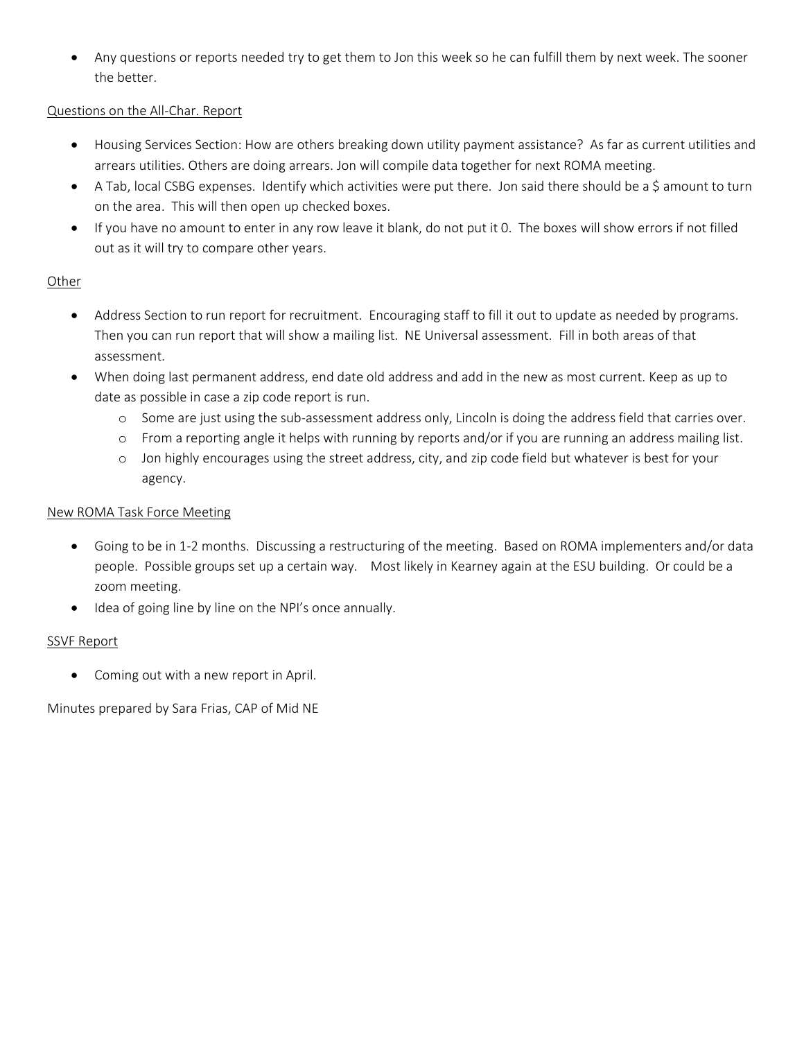- Any questions or reports needed try to get them to Jon this week so he can fulfill them by next week. The sooner the better.

<u>Questions on the All-Char. Report</u>

- Housing Services Section: How are others breaking down utility payment assistance? As far as current utilities and arrears utilities. Others are doing arrears. Jon will compile data together for next ROMA meeting.
- A Tab, local CSBG expenses. Identify which activities were put there. Jon said there should be a $ amount to turn on the area. This will then open up checked boxes.
- If you have no amount to enter in any row leave it blank, do not put it 0. The boxes will show errors if not filled out as it will try to compare other years.

<u>Other</u>

- Address Section to run report for recruitment. Encouraging staff to fill it out to update as needed by programs. Then you can run report that will show a mailing list. NE Universal assessment. Fill in both areas of that assessment.
- When doing last permanent address, end date old address and add in the new as most current. Keep as up to date as possible in case a zip code report is run.
    - Some are just using the sub-assessment address only, Lincoln is doing the address field that carries over.
    - From a reporting angle it helps with running by reports and/or if you are running an address mailing list.
    - Jon highly encourages using the street address, city, and zip code field but whatever is best for your agency.

<u>New ROMA Task Force Meeting</u>

- Going to be in 1-2 months. Discussing a restructuring of the meeting. Based on ROMA implementers and/or data people. Possible groups set up a certain way. Most likely in Kearney again at the ESU building. Or could be a zoom meeting.
- Idea of going line by line on the NPI's once annually.

<u>SSVF Report</u>

- Coming out with a new report in April.

Minutes prepared by Sara Frias, CAP of Mid NE